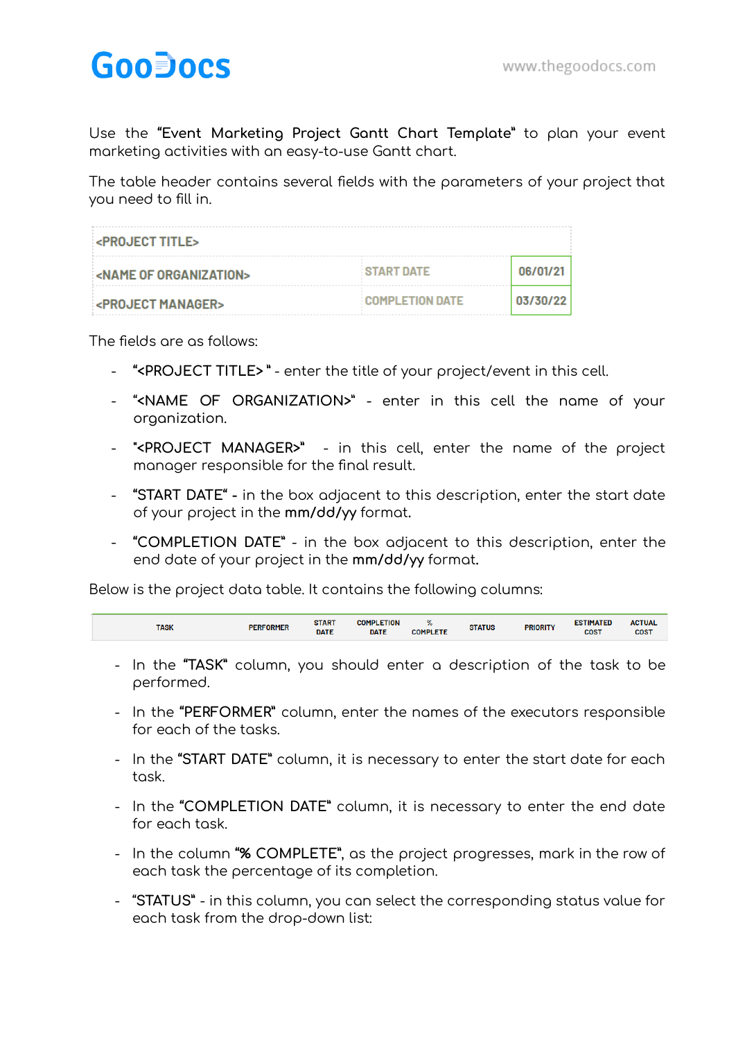Use the **“Event Marketing Project Gantt Chart Template”** to plan your event marketing activities with an easy-to-use Gantt chart.

The table header contains several fields with the parameters of your project that you need to fill in.

| <PROJECT TITLE> | | |
|---|---|---|
| <NAME OF ORGANIZATION> | START DATE | 06/01/21 |
| <PROJECT MANAGER> | COMPLETION DATE | 03/30/22 |

The fields are as follows:

- “<PROJECT TITLE> “ - enter the title of your project/event in this cell.
- “<NAME OF ORGANIZATION>” - enter in this cell the name of your organization.
- "<PROJECT MANAGER>" - in this cell, enter the name of the project manager responsible for the final result.
- “START DATE“ - in the box adjacent to this description, enter the start date of your project in the **mm/dd/yy** format.
- “COMPLETION DATE“ - in the box adjacent to this description, enter the end date of your project in the **mm/dd/yy** format.

Below is the project data table. It contains the following columns:

| TASK | PERFORMER | START DATE | COMPLETION DATE | % COMPLETE | STATUS | PRIORITY | ESTIMATED COST | ACTUAL COST |
|---|---|---|---|---|---|---|---|---|

- In the **“TASK”** column, you should enter a description of the task to be performed.
- In the **“PERFORMER”** column, enter the names of the executors responsible for each of the tasks.
- In the **“START DATE“** column, it is necessary to enter the start date for each task.
- In the **“COMPLETION DATE“** column, it is necessary to enter the end date for each task.
- In the column **“% COMPLETE”**, as the project progresses, mark in the row of each task the percentage of its completion.
- **“STATUS”** - in this column, you can select the corresponding status value for each task from the drop-down list: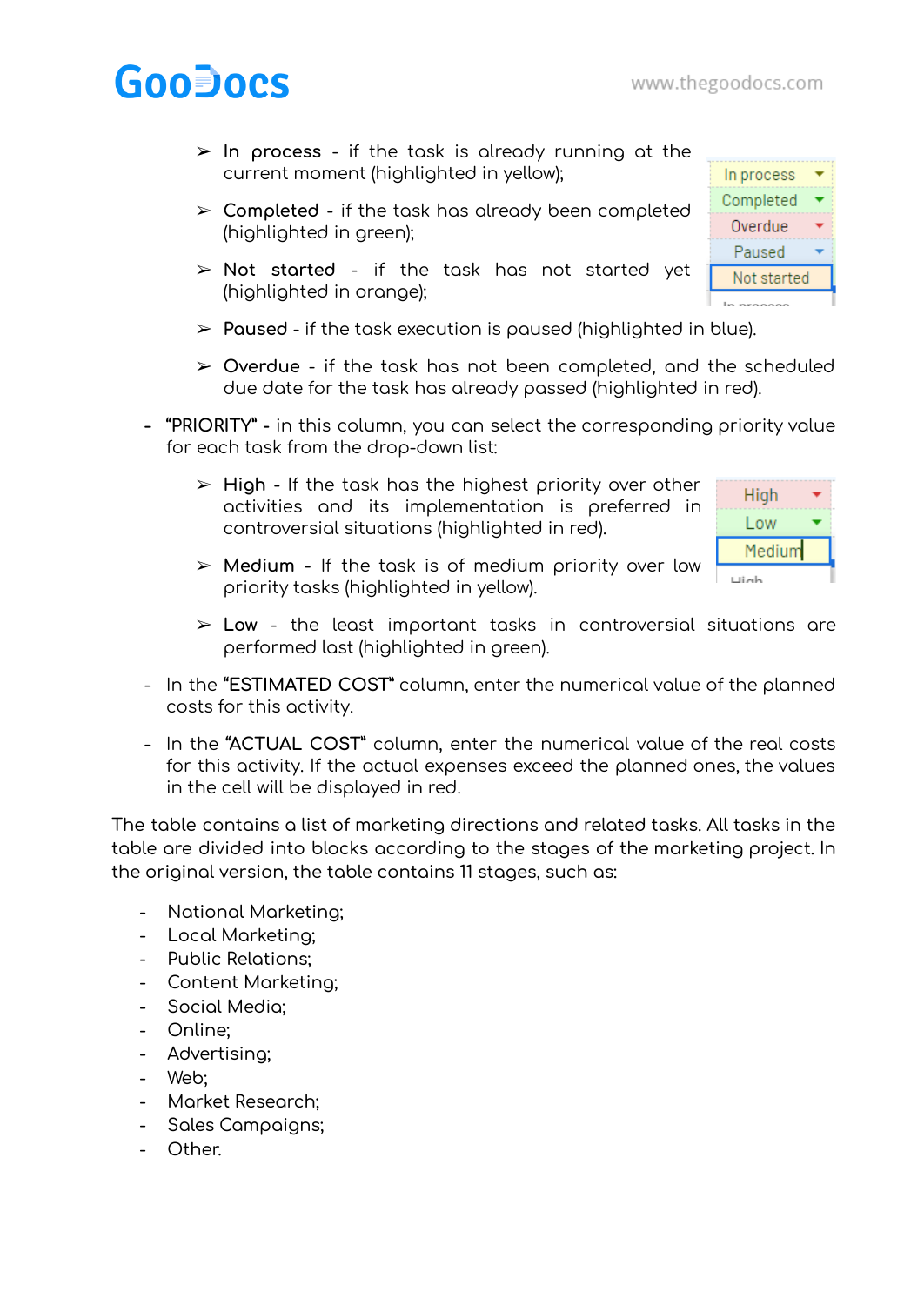- **In process** - if the task is already running at the current moment (highlighted in yellow);
- **Completed** - if the task has already been completed (highlighted in green);
- **Not started** - if the task has not started yet (highlighted in orange);
- **Paused** - if the task execution is paused (highlighted in blue).
- **Overdue** - if the task has not been completed, and the scheduled due date for the task has already passed (highlighted in red).

- **"PRIORITY"** - in this column, you can select the corresponding priority value for each task from the drop-down list:
  - **High** - If the task has the highest priority over other activities and its implementation is preferred in controversial situations (highlighted in red).
  - **Medium** - If the task is of medium priority over low priority tasks (highlighted in yellow).
  - **Low** - the least important tasks in controversial situations are performed last (highlighted in green).
- In the **"ESTIMATED COST"** column, enter the numerical value of the planned costs for this activity.
- In the **"ACTUAL COST"** column, enter the numerical value of the real costs for this activity. If the actual expenses exceed the planned ones, the values in the cell will be displayed in red.

The table contains a list of marketing directions and related tasks. All tasks in the table are divided into blocks according to the stages of the marketing project. In the original version, the table contains 11 stages, such as:

- National Marketing;
- Local Marketing;
- Public Relations;
- Content Marketing;
- Social Media;
- Online;
- Advertising;
- Web;
- Market Research;
- Sales Campaigns;
- Other.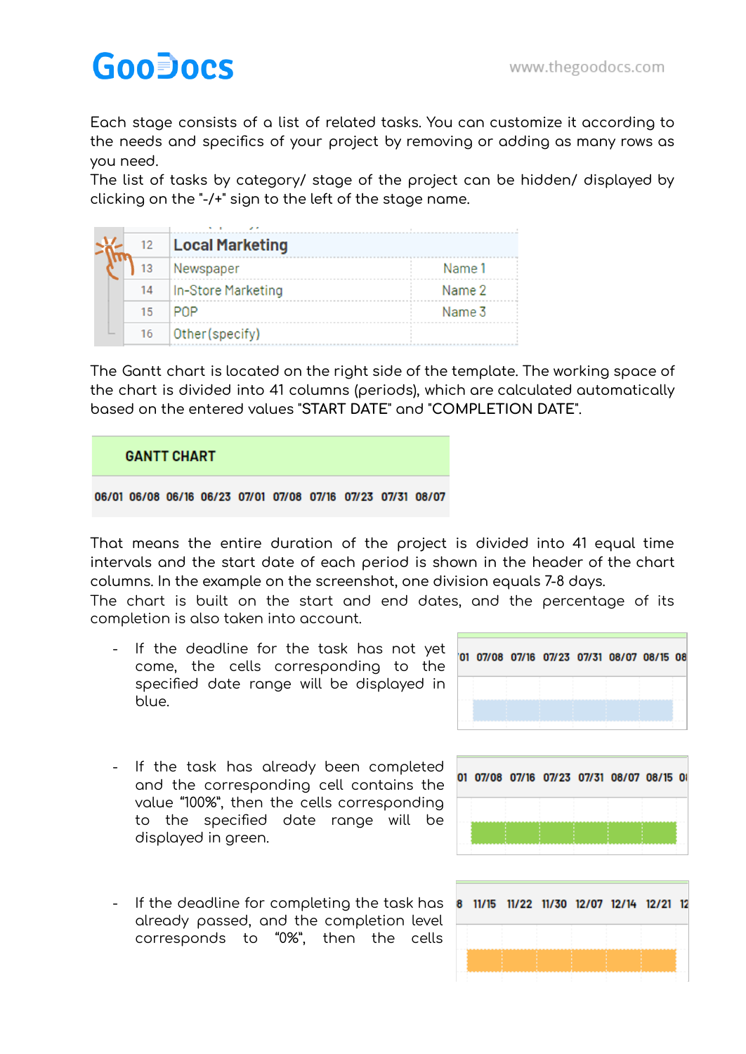Each stage consists of a list of related tasks. You can customize it according to the needs and specifics of your project by removing or adding as many rows as you need.
The list of tasks by category/ stage of the project can be hidden/ displayed by clicking on the "-/+" sign to the left of the stage name.

| 12 | Local Marketing | |
|---|---|---|
| 13 | Newspaper | Name 1 |
| 14 | In-Store Marketing | Name 2 |
| 15 | POP | Name 3 |
| 16 | Other(specify) | |

The Gantt chart is located on the right side of the template. The working space of the chart is divided into 41 columns (periods), which are calculated automatically based on the entered values "START DATE" and "COMPLETION DATE".

| GANTT CHART | | | | | | | | | |
|---|---|---|---|---|---|---|---|---|---|
| 06/01 | 06/08 | 06/16 | 06/23 | 07/01 | 07/08 | 07/16 | 07/23 | 07/31 | 08/07 |

That means the entire duration of the project is divided into 41 equal time intervals and the start date of each period is shown in the header of the chart columns. In the example on the screenshot, one division equals 7-8 days.
The chart is built on the start and end dates, and the percentage of its completion is also taken into account.

- If the deadline for the task has not yet come, the cells corresponding to the specified date range will be displayed in blue.
- If the task has already been completed and the corresponding cell contains the value "100%", then the cells corresponding to the specified date range will be displayed in green.
- If the deadline for completing the task has already passed, and the completion level corresponds to "0%", then the cells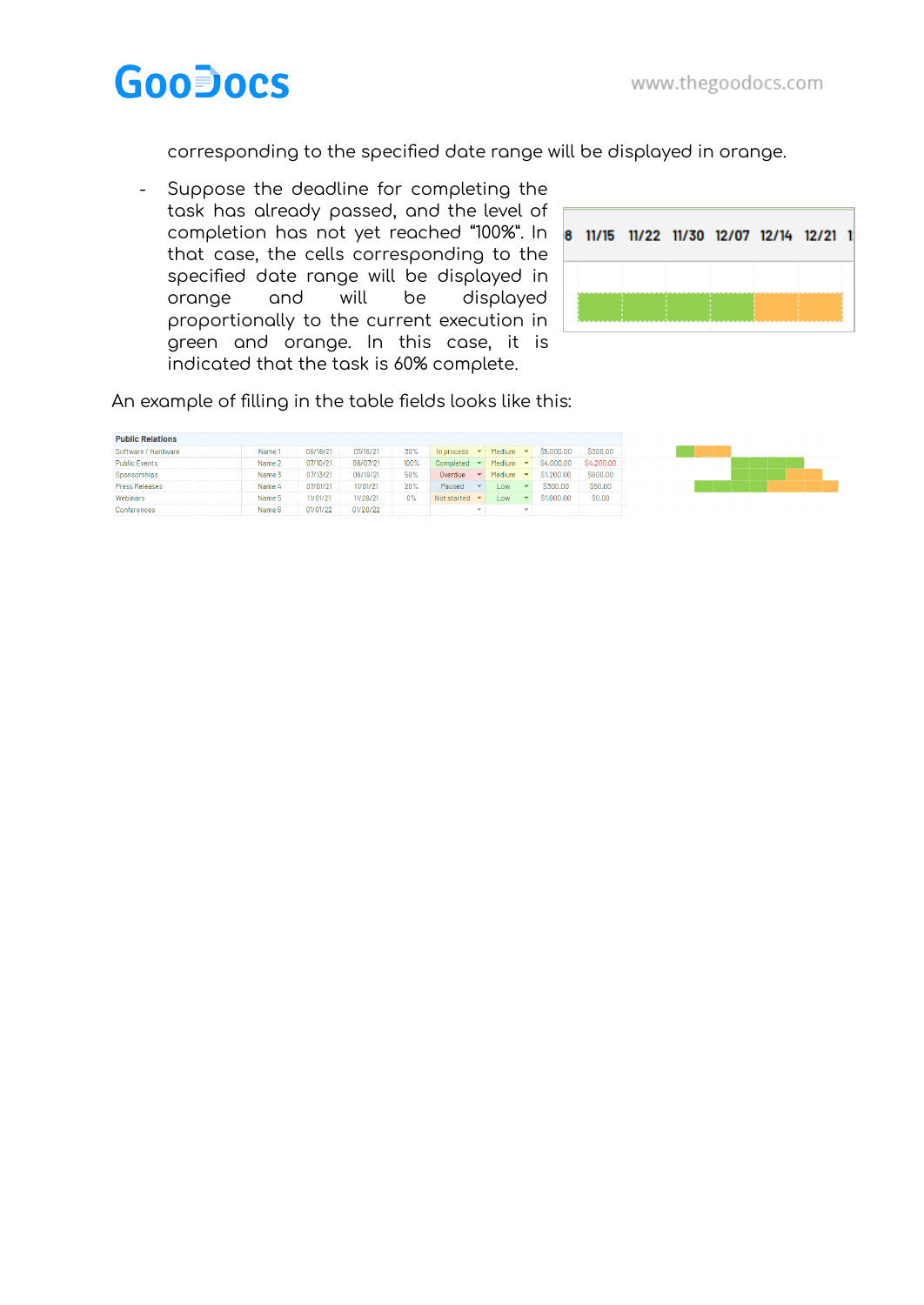corresponding to the specified date range will be displayed in orange.

- Suppose the deadline for completing the task has already passed, and the level of completion has not yet reached "100%". In that case, the cells corresponding to the specified date range will be displayed in orange and will be displayed proportionally to the current execution in green and orange. In this case, it is indicated that the task is 60% complete.

8 11/15 11/22 11/30 12/07 12/14 12/21 1

An example of filling in the table fields looks like this:

| Public Relations | | | | | | | | |
|---|---|---|---|---|---|---|---|---|
| Software / Hardware | Name 1 | 06/18/21 | 07/16/21 | 30% | In process | Medium | $5,000.00 | $300.00 |
| Public Events | Name 2 | 07/10/21 | 08/07/21 | 100% | Completed | Medium | $4,000.00 | $4,200.00 |
| Sponsorships | Name 3 | 07/13/21 | 08/19/21 | 50% | Overdue | Medium | $1,200.00 | $600.00 |
| Press Releases | Name 4 | 07/01/21 | 11/01/21 | 20% | Paused | Low | $300.00 | $50.00 |
| Webinars | Name 5 | 11/01/21 | 11/28/21 | 0% | Not started | Low | $1,000.00 | $0.00 |
| Conferences | Name 6 | 01/01/22 | 01/20/22 | | | | | |